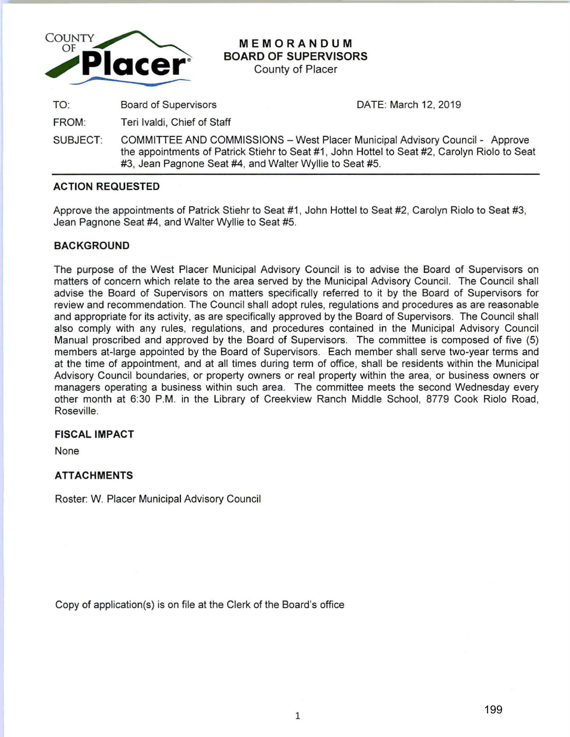COUNTY OF Placer

# MEMORANDUM
## BOARD OF SUPERVISORS
County of Placer

| | | |
|---|---|---|
| TO: | Board of Supervisors | DATE: March 12, 2019 |
| FROM: | Teri Ivaldi, Chief of Staff | |
| SUBJECT: | COMMITTEE AND COMMISSIONS – West Placer Municipal Advisory Council - Approve the appointments of Patrick Stiehr to Seat #1, John Hottel to Seat #2, Carolyn Riolo to Seat #3, Jean Pagnone Seat #4, and Walter Wyllie to Seat #5. | |

### ACTION REQUESTED

Approve the appointments of Patrick Stiehr to Seat #1, John Hottel to Seat #2, Carolyn Riolo to Seat #3, Jean Pagnone Seat #4, and Walter Wyllie to Seat #5.

### BACKGROUND

The purpose of the West Placer Municipal Advisory Council is to advise the Board of Supervisors on matters of concern which relate to the area served by the Municipal Advisory Council. The Council shall advise the Board of Supervisors on matters specifically referred to it by the Board of Supervisors for review and recommendation. The Council shall adopt rules, regulations and procedures as are reasonable and appropriate for its activity, as are specifically approved by the Board of Supervisors. The Council shall also comply with any rules, regulations, and procedures contained in the Municipal Advisory Council Manual proscribed and approved by the Board of Supervisors. The committee is composed of five (5) members at-large appointed by the Board of Supervisors. Each member shall serve two-year terms and at the time of appointment, and at all times during term of office, shall be residents within the Municipal Advisory Council boundaries, or property owners or real property within the area, or business owners or managers operating a business within such area. The committee meets the second Wednesday every other month at 6:30 P.M. in the Library of Creekview Ranch Middle School, 8779 Cook Riolo Road, Roseville.

### FISCAL IMPACT

None

### ATTACHMENTS

Roster: W. Placer Municipal Advisory Council

Copy of application(s) is on file at the Clerk of the Board's office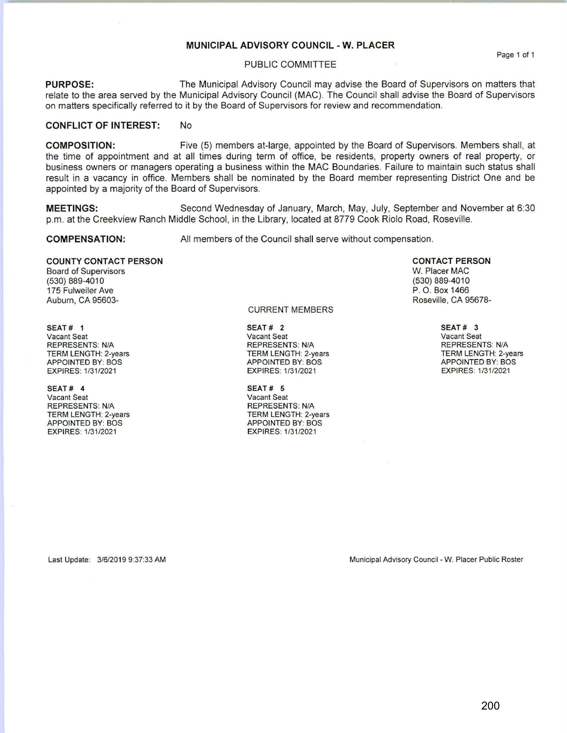# MUNICIPAL ADVISORY COUNCIL - W. PLACER

## PUBLIC COMMITTEE

**PURPOSE:** The Municipal Advisory Council may advise the Board of Supervisors on matters that relate to the area served by the Municipal Advisory Council (MAC). The Council shall advise the Board of Supervisors on matters specifically referred to it by the Board of Supervisors for review and recommendation.

**CONFLICT OF INTEREST:** No

**COMPOSITION:** Five (5) members at-large, appointed by the Board of Supervisors. Members shall, at the time of appointment and at all times during term of office, be residents, property owners of real property, or business owners or managers operating a business within the MAC Boundaries. Failure to maintain such status shall result in a vacancy in office. Members shall be nominated by the Board member representing District One and be appointed by a majority of the Board of Supervisors.

**MEETINGS:** Second Wednesday of January, March, May, July, September and November at 6:30 p.m. at the Creekview Ranch Middle School, in the Library, located at 8779 Cook Riolo Road, Roseville.

**COMPENSATION:** All members of the Council shall serve without compensation.

**COUNTY CONTACT PERSON**
Board of Supervisors
(530) 889-4010
175 Fulweiler Ave
Auburn, CA 95603-

**CONTACT PERSON**
W. Placer MAC
(530) 889-4010
P. O. Box 1466
Roseville, CA 95678-

### CURRENT MEMBERS

**SEAT # 1**
Vacant Seat
REPRESENTS: N/A
TERM LENGTH: 2-years
APPOINTED BY: BOS
EXPIRES: 1/31/2021

**SEAT # 2**
Vacant Seat
REPRESENTS: N/A
TERM LENGTH: 2-years
APPOINTED BY: BOS
EXPIRES: 1/31/2021

**SEAT # 3**
Vacant Seat
REPRESENTS: N/A
TERM LENGTH: 2-years
APPOINTED BY: BOS
EXPIRES: 1/31/2021

**SEAT # 4**
Vacant Seat
REPRESENTS: N/A
TERM LENGTH: 2-years
APPOINTED BY: BOS
EXPIRES: 1/31/2021

**SEAT # 5**
Vacant Seat
REPRESENTS: N/A
TERM LENGTH: 2-years
APPOINTED BY: BOS
EXPIRES: 1/31/2021

Last Update: 3/6/2019 9:37:33 AM

Municipal Advisory Council - W. Placer Public Roster